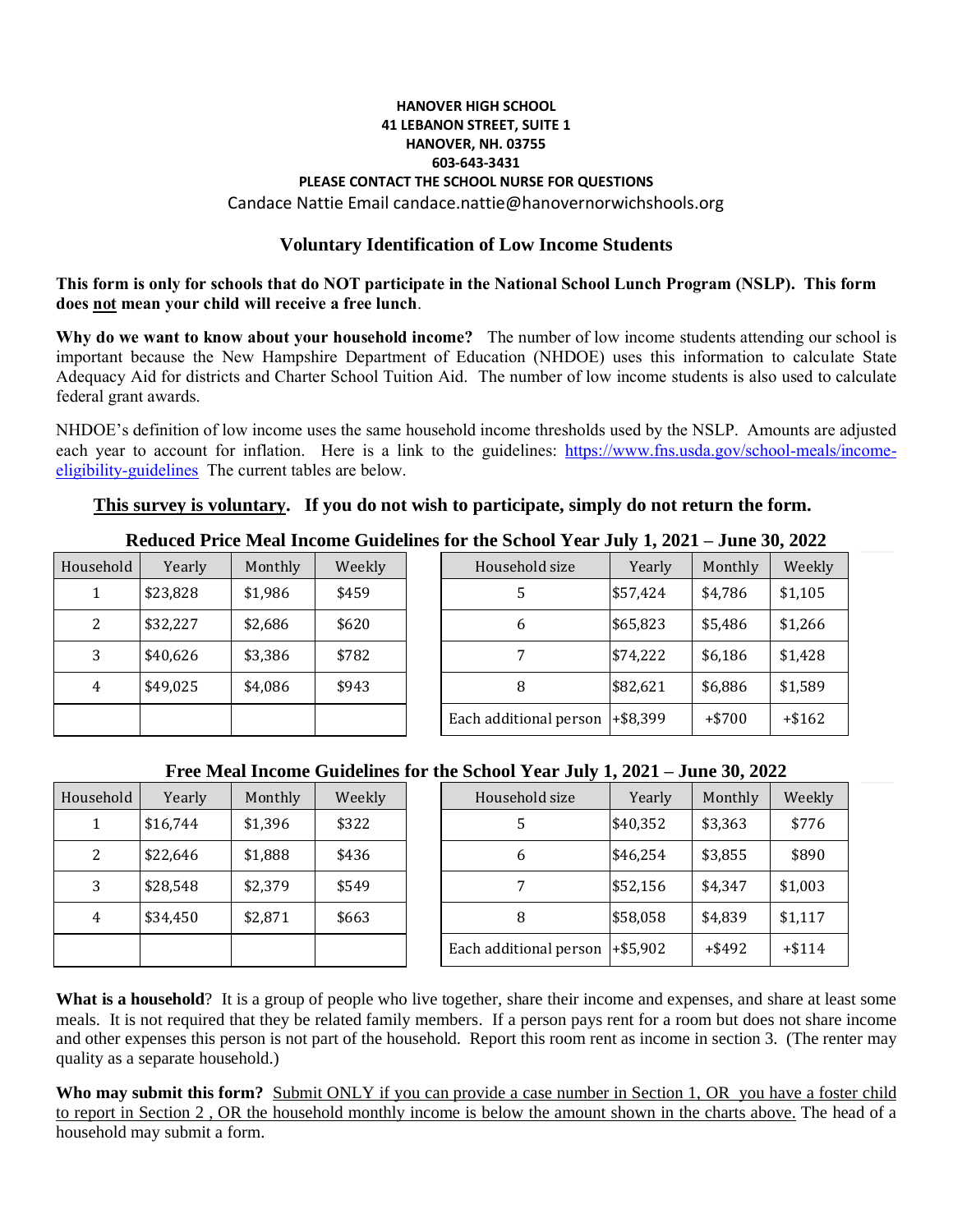**HANOVER HIGH SCHOOL**
**41 LEBANON STREET, SUITE 1**
**HANOVER, NH. 03755**
**603-643-3431**
**PLEASE CONTACT THE SCHOOL NURSE FOR QUESTIONS**
Candace Nattie Email candace.nattie@hanovernorwichshools.org

## Voluntary Identification of Low Income Students

**This form is only for schools that do NOT participate in the National School Lunch Program (NSLP). This form does not mean your child will receive a free lunch**.

**Why do we want to know about your household income?** The number of low income students attending our school is important because the New Hampshire Department of Education (NHDOE) uses this information to calculate State Adequacy Aid for districts and Charter School Tuition Aid. The number of low income students is also used to calculate federal grant awards.

NHDOE's definition of low income uses the same household income thresholds used by the NSLP. Amounts are adjusted each year to account for inflation. Here is a link to the guidelines: https://www.fns.usda.gov/school-meals/income-eligibility-guidelines The current tables are below.

**This survey is voluntary. If you do not wish to participate, simply do not return the form.**

### Reduced Price Meal Income Guidelines for the School Year July 1, 2021 – June 30, 2022

| Household | Yearly | Monthly | Weekly |
|---|---|---|---|
| 1 | $23,828 | $1,986 | $459 |
| 2 | $32,227 | $2,686 | $620 |
| 3 | $40,626 | $3,386 | $782 |
| 4 | $49,025 | $4,086 | $943 |

| Household size | Yearly | Monthly | Weekly |
|---|---|---|---|
| 5 | $57,424 | $4,786 | $1,105 |
| 6 | $65,823 | $5,486 | $1,266 |
| 7 | $74,222 | $6,186 | $1,428 |
| 8 | $82,621 | $6,886 | $1,589 |
| Each additional person | +$8,399 | +$700 | +$162 |

### Free Meal Income Guidelines for the School Year July 1, 2021 – June 30, 2022

| Household | Yearly | Monthly | Weekly |
|---|---|---|---|
| 1 | $16,744 | $1,396 | $322 |
| 2 | $22,646 | $1,888 | $436 |
| 3 | $28,548 | $2,379 | $549 |
| 4 | $34,450 | $2,871 | $663 |

| Household size | Yearly | Monthly | Weekly |
|---|---|---|---|
| 5 | $40,352 | $3,363 | $776 |
| 6 | $46,254 | $3,855 | $890 |
| 7 | $52,156 | $4,347 | $1,003 |
| 8 | $58,058 | $4,839 | $1,117 |
| Each additional person | +$5,902 | +$492 | +$114 |

**What is a household**? It is a group of people who live together, share their income and expenses, and share at least some meals. It is not required that they be related family members. If a person pays rent for a room but does not share income and other expenses this person is not part of the household. Report this room rent as income in section 3. (The renter may quality as a separate household.)

**Who may submit this form?** Submit ONLY if you can provide a case number in Section 1, OR you have a foster child to report in Section 2 , OR the household monthly income is below the amount shown in the charts above. The head of a household may submit a form.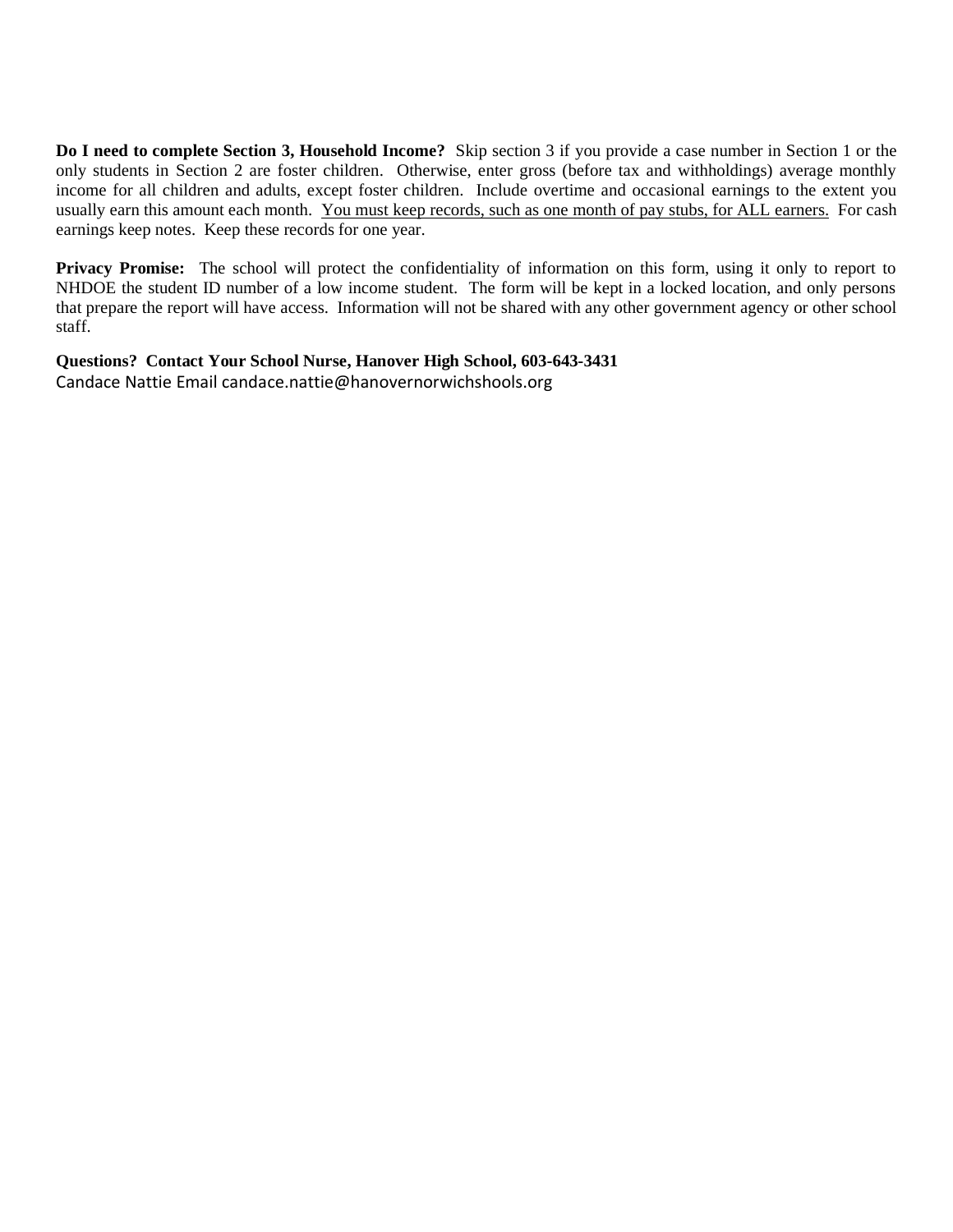**Do I need to complete Section 3, Household Income?** Skip section 3 if you provide a case number in Section 1 or the only students in Section 2 are foster children. Otherwise, enter gross (before tax and withholdings) average monthly income for all children and adults, except foster children. Include overtime and occasional earnings to the extent you usually earn this amount each month. <u>You must keep records, such as one month of pay stubs, for ALL earners.</u> For cash earnings keep notes. Keep these records for one year.

**Privacy Promise:** The school will protect the confidentiality of information on this form, using it only to report to NHDOE the student ID number of a low income student. The form will be kept in a locked location, and only persons that prepare the report will have access. Information will not be shared with any other government agency or other school staff.

**Questions? Contact Your School Nurse, Hanover High School, 603-643-3431**
Candace Nattie Email candace.nattie@hanovernorwichshools.org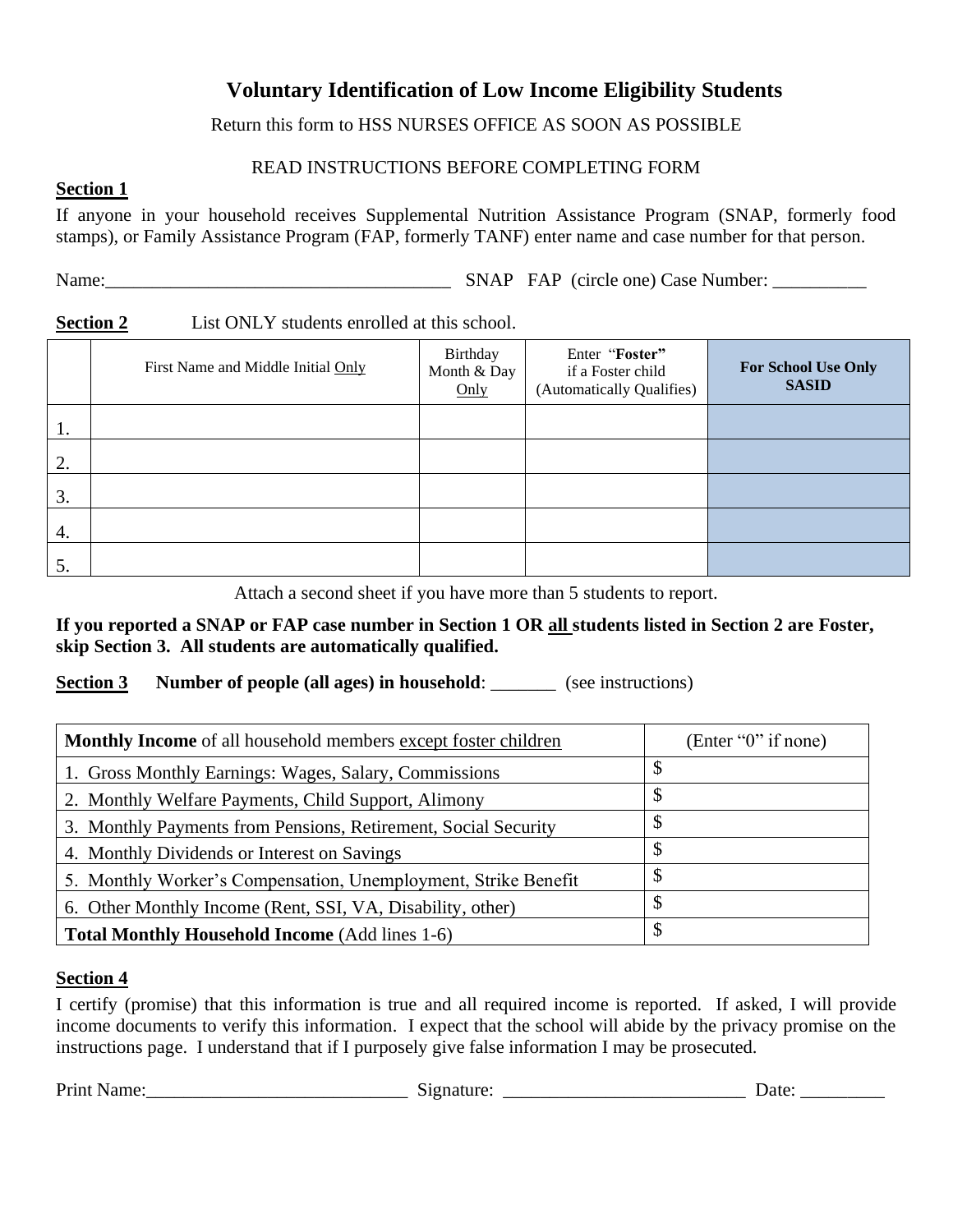# Voluntary Identification of Low Income Eligibility Students

Return this form to HSS NURSES OFFICE AS SOON AS POSSIBLE

READ INSTRUCTIONS BEFORE COMPLETING FORM

**Section 1**

If anyone in your household receives Supplemental Nutrition Assistance Program (SNAP, formerly food stamps), or Family Assistance Program (FAP, formerly TANF) enter name and case number for that person.

Name:______________________________________ SNAP FAP (circle one) Case Number: __________

**Section 2** List ONLY students enrolled at this school.

| | First Name and Middle Initial Only | Birthday Month & Day Only | Enter "**Foster**" if a Foster child (Automatically Qualifies) | **For School Use Only SASID** |
|---|---|---|---|---|
| 1. | | | | |
| 2. | | | | |
| 3. | | | | |
| 4. | | | | |
| 5. | | | | |

Attach a second sheet if you have more than 5 students to report.

**If you reported a SNAP or FAP case number in Section 1 OR all students listed in Section 2 are Foster, skip Section 3. All students are automatically qualified.**

**Section 3** **Number of people (all ages) in household**: _______ (see instructions)

| **Monthly Income** of all household members except foster children | (Enter "0" if none) |
|---|---|
| 1. Gross Monthly Earnings: Wages, Salary, Commissions | $ |
| 2. Monthly Welfare Payments, Child Support, Alimony | $ |
| 3. Monthly Payments from Pensions, Retirement, Social Security | $ |
| 4. Monthly Dividends or Interest on Savings | $ |
| 5. Monthly Worker's Compensation, Unemployment, Strike Benefit | $ |
| 6. Other Monthly Income (Rent, SSI, VA, Disability, other) | $ |
| **Total Monthly Household Income** (Add lines 1-6) | $ |

**Section 4**

I certify (promise) that this information is true and all required income is reported. If asked, I will provide income documents to verify this information. I expect that the school will abide by the privacy promise on the instructions page. I understand that if I purposely give false information I may be prosecuted.

Print Name:____________________________ Signature: __________________________ Date: _________